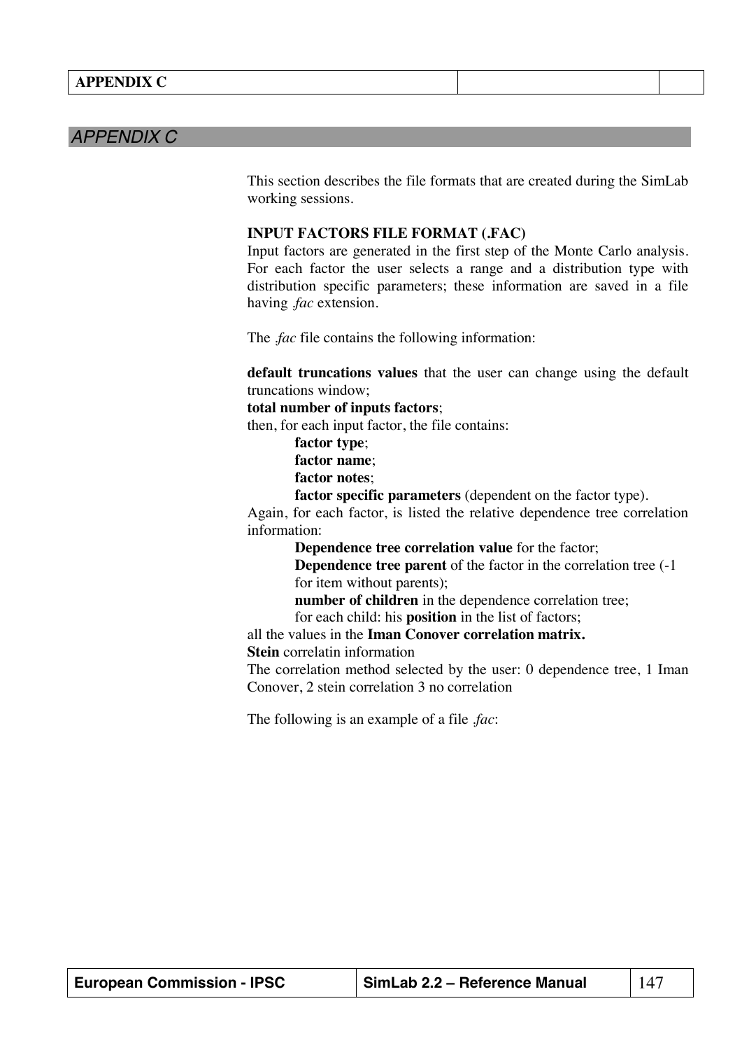# APPENDIX C

This section describes the file formats that are created during the SimLab working sessions.

**INPUT FACTORS FILE FORMAT (.FAC)**

Input factors are generated in the first step of the Monte Carlo analysis. For each factor the user selects a range and a distribution type with distribution specific parameters; these information are saved in a file having *.fac* extension.

The *.fac* file contains the following information:

**default truncations values** that the user can change using the default truncations window;
**total number of inputs factors**;
then, for each input factor, the file contains:

- **factor type**;
- **factor name**;
- **factor notes**;
- **factor specific parameters** (dependent on the factor type).

Again, for each factor, is listed the relative dependence tree correlation information:

- **Dependence tree correlation value** for the factor;
- **Dependence tree parent** of the factor in the correlation tree (-1 for item without parents);
- **number of children** in the dependence correlation tree;
- for each child: his **position** in the list of factors;

all the values in the **Iman Conover correlation matrix.**
**Stein** correlatin information
The correlation method selected by the user: 0 dependence tree, 1 Iman Conover, 2 stein correlation 3 no correlation

The following is an example of a file *.fac*: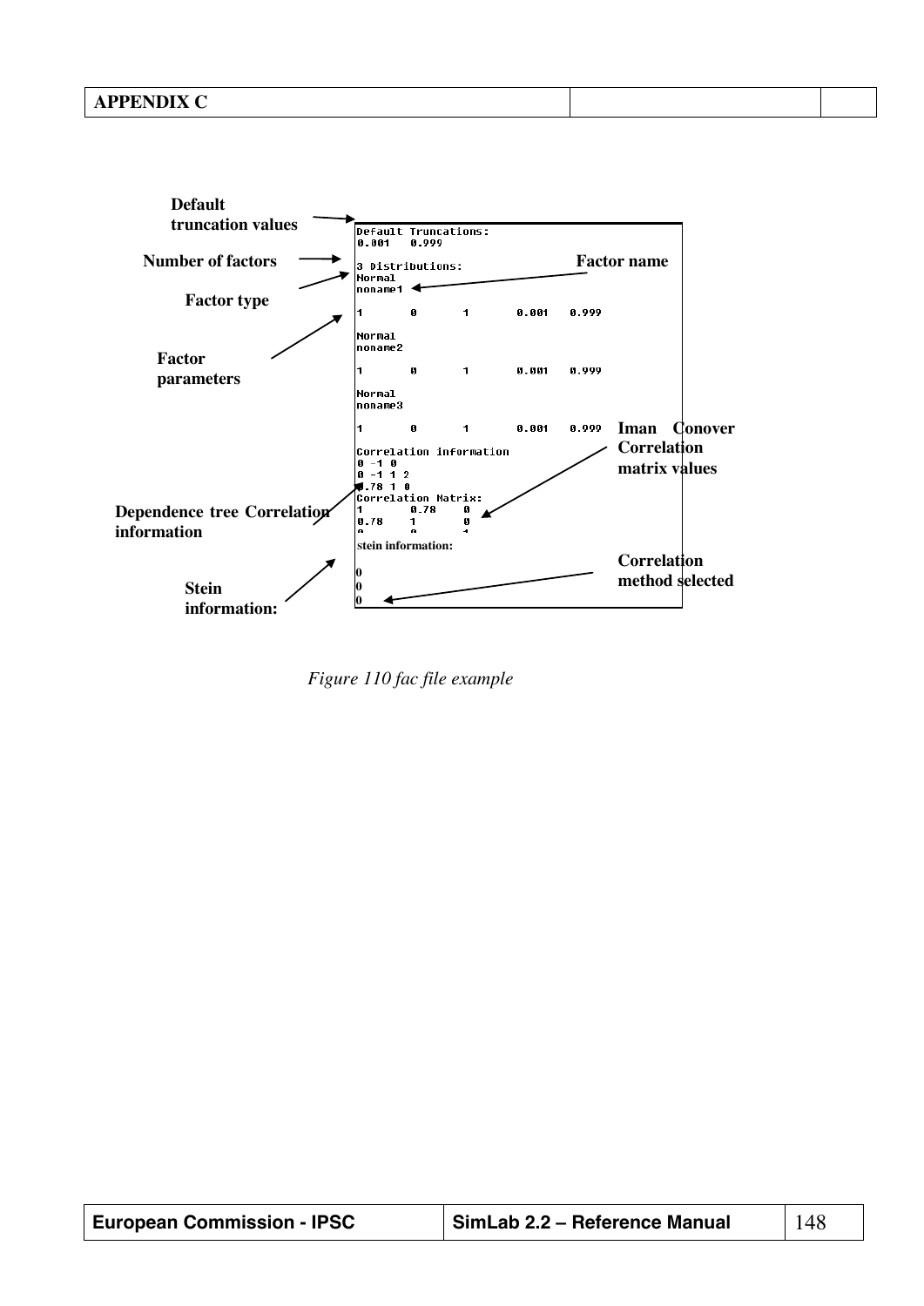Default truncation values

Number of factors

Factor type

Factor parameters

Dependence tree Correlation information

Stein information:

Factor name

Iman Conover Correlation matrix values

Correlation method selected

```
Default Truncations:
0.001   0.999

3 Distributions:
Normal
noname1

1       0       1       0.001   0.999

Normal
noname2

1       0       1       0.001   0.999

Normal
noname3

1       0       1       0.001   0.999

Correlation information
0 -1 0
0 -1 1 2
0.78 1 0
Correlation Matrix:
1       0.78    0
0.78    1       0
0       0       1
stein information:

0
0
0
```

*Figure 110 fac file example*